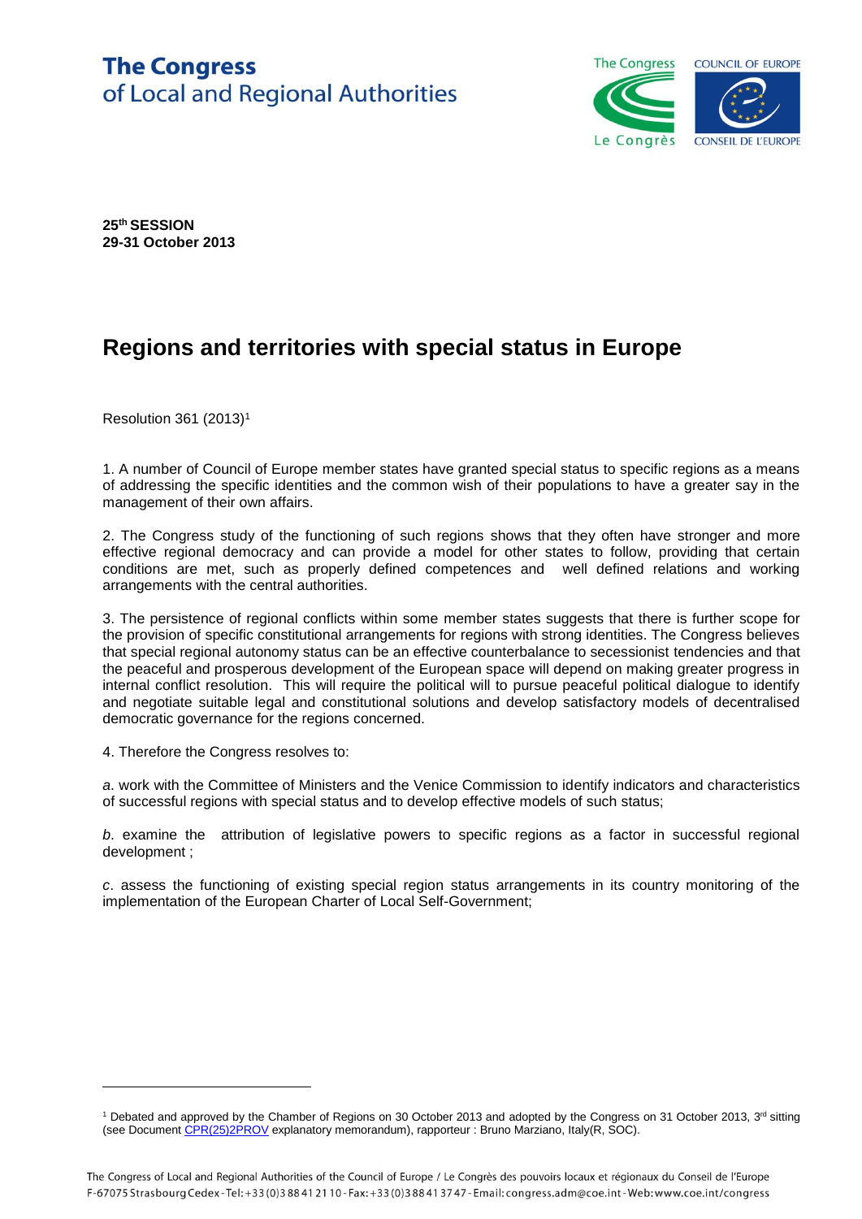**The Congress**
of Local and Regional Authorities

**25th SESSION**
**29-31 October 2013**

# Regions and territories with special status in Europe

Resolution 361 (2013)[1]

1. A number of Council of Europe member states have granted special status to specific regions as a means of addressing the specific identities and the common wish of their populations to have a greater say in the management of their own affairs.

2. The Congress study of the functioning of such regions shows that they often have stronger and more effective regional democracy and can provide a model for other states to follow, providing that certain conditions are met, such as properly defined competences and well defined relations and working arrangements with the central authorities.

3. The persistence of regional conflicts within some member states suggests that there is further scope for the provision of specific constitutional arrangements for regions with strong identities. The Congress believes that special regional autonomy status can be an effective counterbalance to secessionist tendencies and that the peaceful and prosperous development of the European space will depend on making greater progress in internal conflict resolution. This will require the political will to pursue peaceful political dialogue to identify and negotiate suitable legal and constitutional solutions and develop satisfactory models of decentralised democratic governance for the regions concerned.

4. Therefore the Congress resolves to:

*a*. work with the Committee of Ministers and the Venice Commission to identify indicators and characteristics of successful regions with special status and to develop effective models of such status;

*b*. examine the attribution of legislative powers to specific regions as a factor in successful regional development ;

*c*. assess the functioning of existing special region status arrangements in its country monitoring of the implementation of the European Charter of Local Self-Government;

---

[1] Debated and approved by the Chamber of Regions on 30 October 2013 and adopted by the Congress on 31 October 2013, 3rd sitting (see Document CPR(25)2PROV explanatory memorandum), rapporteur : Bruno Marziano, Italy(R, SOC).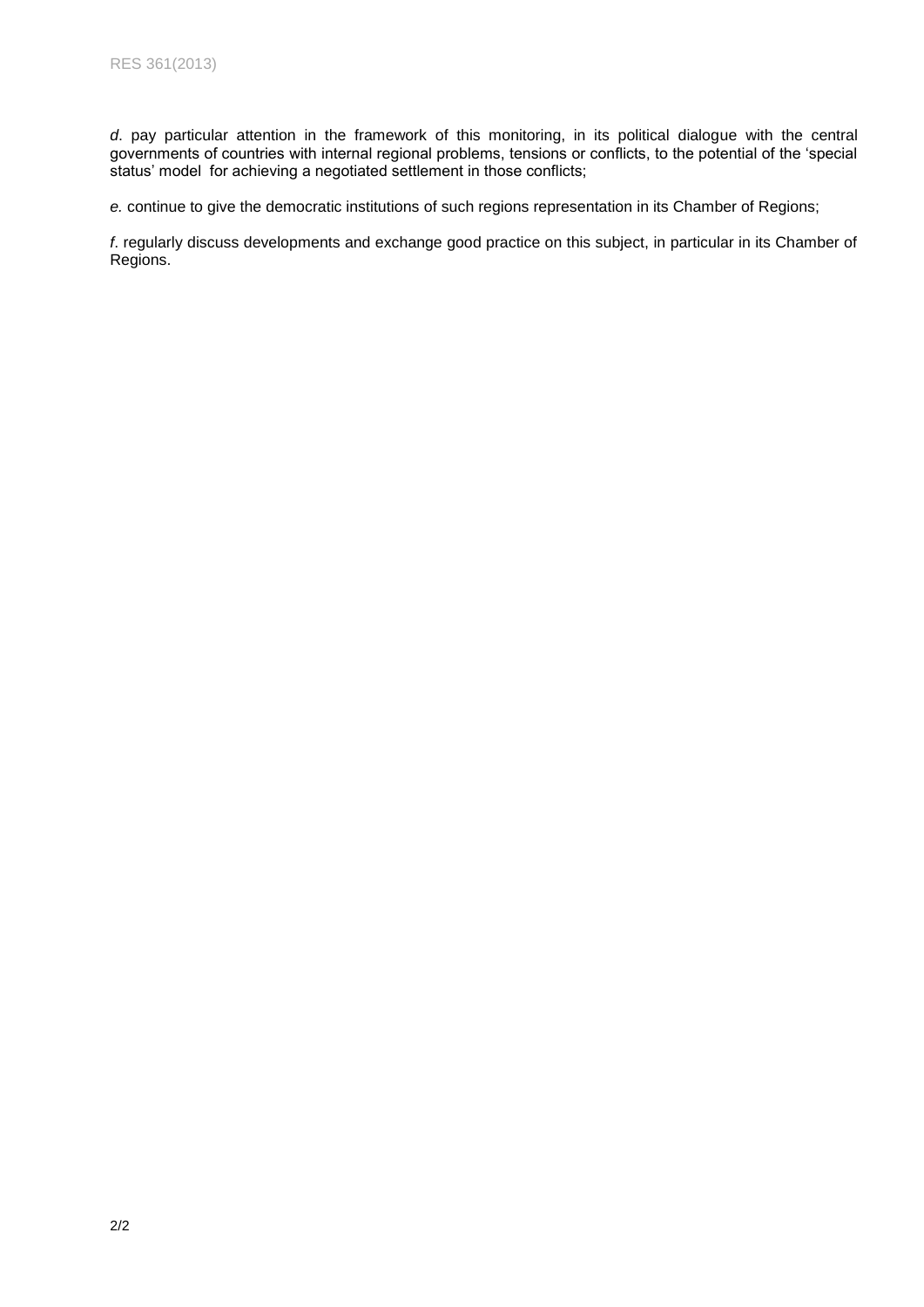*d*. pay particular attention in the framework of this monitoring, in its political dialogue with the central governments of countries with internal regional problems, tensions or conflicts, to the potential of the 'special status' model for achieving a negotiated settlement in those conflicts;

*e.* continue to give the democratic institutions of such regions representation in its Chamber of Regions;

*f*. regularly discuss developments and exchange good practice on this subject, in particular in its Chamber of Regions.